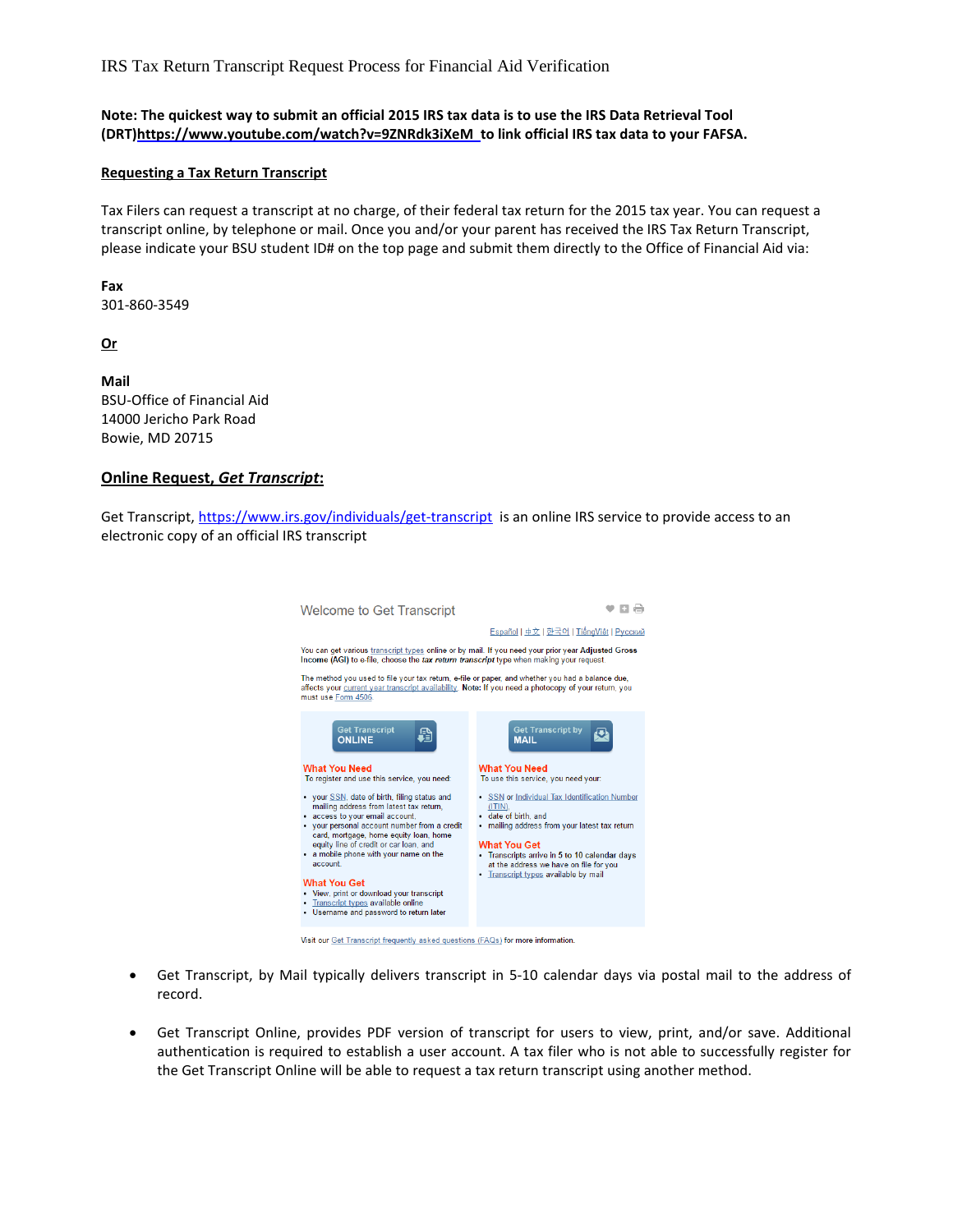IRS Tax Return Transcript Request Process for Financial Aid Verification

**Note: The quickest way to submit an official 2015 IRS tax data is to use the IRS Data Retrieval Tool (DRT)https://www.youtube.com/watch?v=9ZNRdk3iXeM to link official IRS tax data to your FAFSA.**

**Requesting a Tax Return Transcript**

Tax Filers can request a transcript at no charge, of their federal tax return for the 2015 tax year. You can request a transcript online, by telephone or mail. Once you and/or your parent has received the IRS Tax Return Transcript, please indicate your BSU student ID# on the top page and submit them directly to the Office of Financial Aid via:

**Fax**
301-860-3549

**Or**

**Mail**
BSU-Office of Financial Aid
14000 Jericho Park Road
Bowie, MD 20715

## Online Request, *Get Transcript*:

Get Transcript, https://www.irs.gov/individuals/get-transcript is an online IRS service to provide access to an electronic copy of an official IRS transcript

Welcome to Get Transcript

Español | 中文 | 한국어 | TiếngViệt | Русский

You can get various transcript types online or by mail. If you need your prior year Adjusted Gross Income (AGI) to e-file, choose the *tax return transcript* type when making your request.

The method you used to file your tax return, e-file or paper, and whether you had a balance due, affects your current year transcript availability. **Note:** If you need a photocopy of your return, you must use Form 4506.

**Get Transcript ONLINE**

What You Need
To register and use this service, you need:

- your SSN, date of birth, filing status and mailing address from latest tax return,
- access to your email account,
- your personal account number from a credit card, mortgage, home equity loan, home equity line of credit or car loan, and
- a mobile phone with your name on the account.

What You Get

- View, print or download your transcript
- Transcript types available online
- Username and password to return later

**Get Transcript by MAIL**

What You Need
To use this service, you need your:

- SSN or Individual Tax Identification Number (ITIN),
- date of birth, and
- mailing address from your latest tax return

What You Get

- Transcripts arrive in 5 to 10 calendar days at the address we have on file for you
- Transcript types available by mail

Visit our Get Transcript frequently asked questions (FAQs) for more information.

- Get Transcript, by Mail typically delivers transcript in 5-10 calendar days via postal mail to the address of record.
- Get Transcript Online, provides PDF version of transcript for users to view, print, and/or save. Additional authentication is required to establish a user account. A tax filer who is not able to successfully register for the Get Transcript Online will be able to request a tax return transcript using another method.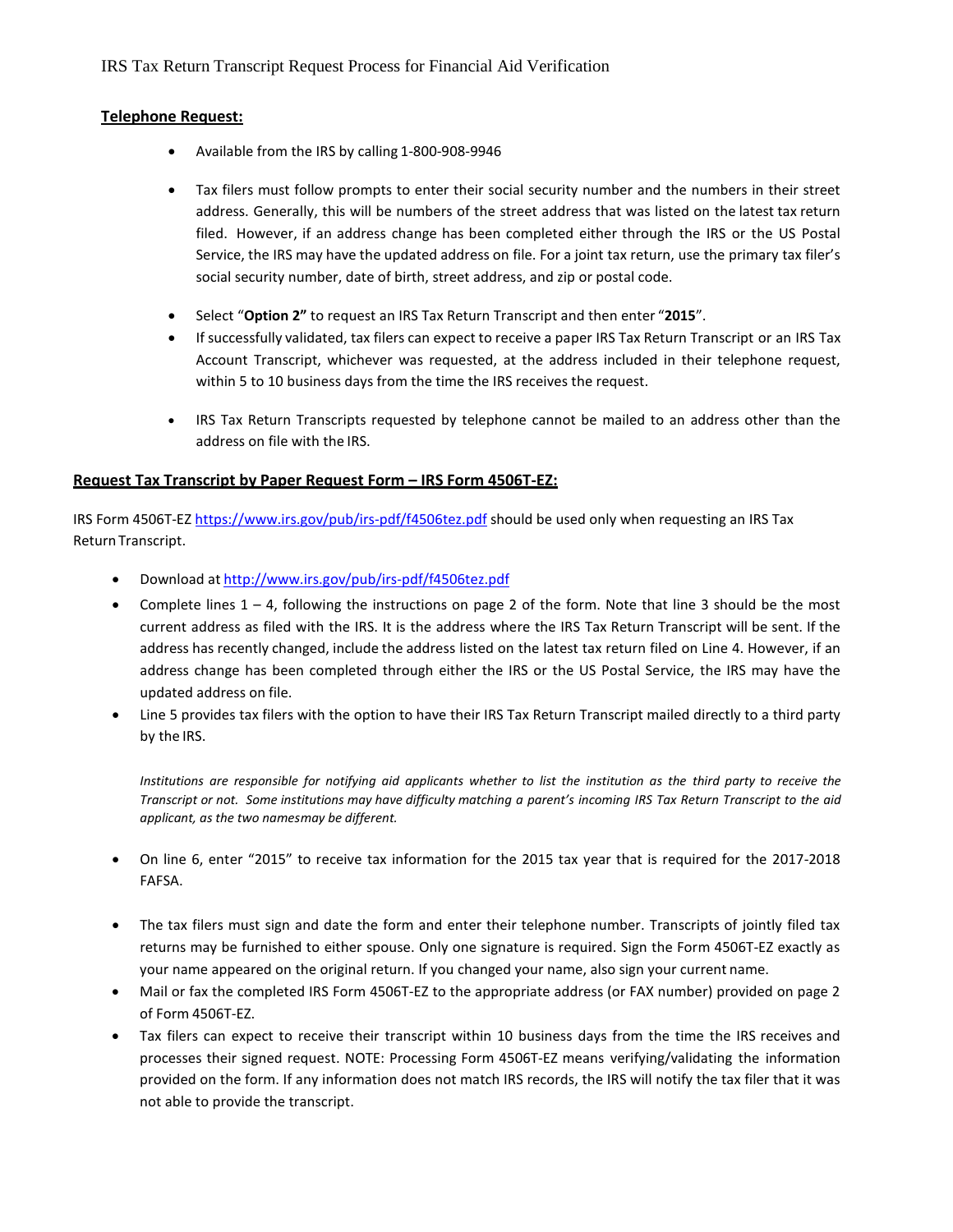IRS Tax Return Transcript Request Process for Financial Aid Verification

**Telephone Request:**

- Available from the IRS by calling 1-800-908-9946
- Tax filers must follow prompts to enter their social security number and the numbers in their street address. Generally, this will be numbers of the street address that was listed on the latest tax return filed. However, if an address change has been completed either through the IRS or the US Postal Service, the IRS may have the updated address on file. For a joint tax return, use the primary tax filer's social security number, date of birth, street address, and zip or postal code.
- Select "**Option 2**" to request an IRS Tax Return Transcript and then enter "**2015**".
- If successfully validated, tax filers can expect to receive a paper IRS Tax Return Transcript or an IRS Tax Account Transcript, whichever was requested, at the address included in their telephone request, within 5 to 10 business days from the time the IRS receives the request.
- IRS Tax Return Transcripts requested by telephone cannot be mailed to an address other than the address on file with the IRS.

**Request Tax Transcript by Paper Request Form – IRS Form 4506T-EZ:**

IRS Form 4506T-EZ https://www.irs.gov/pub/irs-pdf/f4506tez.pdf should be used only when requesting an IRS Tax Return Transcript.

- Download at http://www.irs.gov/pub/irs-pdf/f4506tez.pdf
- Complete lines 1 – 4, following the instructions on page 2 of the form. Note that line 3 should be the most current address as filed with the IRS. It is the address where the IRS Tax Return Transcript will be sent. If the address has recently changed, include the address listed on the latest tax return filed on Line 4. However, if an address change has been completed through either the IRS or the US Postal Service, the IRS may have the updated address on file.
- Line 5 provides tax filers with the option to have their IRS Tax Return Transcript mailed directly to a third party by the IRS.

  *Institutions are responsible for notifying aid applicants whether to list the institution as the third party to receive the Transcript or not. Some institutions may have difficulty matching a parent's incoming IRS Tax Return Transcript to the aid applicant, as the two namesmay be different.*

- On line 6, enter "2015" to receive tax information for the 2015 tax year that is required for the 2017-2018 FAFSA.
- The tax filers must sign and date the form and enter their telephone number. Transcripts of jointly filed tax returns may be furnished to either spouse. Only one signature is required. Sign the Form 4506T-EZ exactly as your name appeared on the original return. If you changed your name, also sign your current name.
- Mail or fax the completed IRS Form 4506T-EZ to the appropriate address (or FAX number) provided on page 2 of Form 4506T-EZ.
- Tax filers can expect to receive their transcript within 10 business days from the time the IRS receives and processes their signed request. NOTE: Processing Form 4506T-EZ means verifying/validating the information provided on the form. If any information does not match IRS records, the IRS will notify the tax filer that it was not able to provide the transcript.